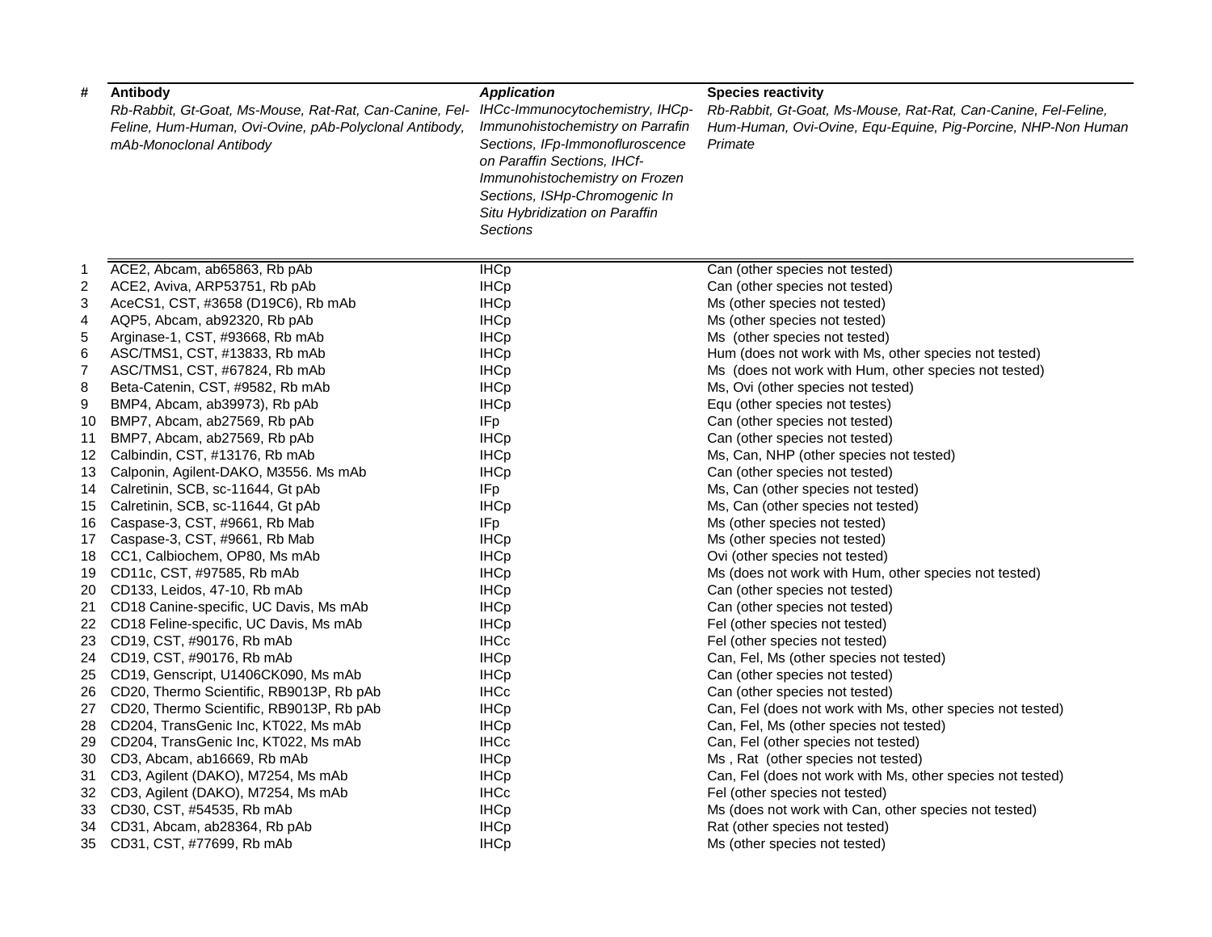| # | Antibody<br>*Rb-Rabbit, Gt-Goat, Ms-Mouse, Rat-Rat, Can-Canine, Fel-Feline, Hum-Human, Ovi-Ovine, pAb-Polyclonal Antibody, mAb-Monoclonal Antibody* | *Application*<br>*IHCc-Immunocytochemistry, IHCp-Immunohistochemistry on Parrafin Sections, IFp-Immonofluroscence on Paraffin Sections, IHCf-Immunohistochemistry on Frozen Sections, ISHp-Chromogenic In Situ Hybridization on Paraffin Sections* | Species reactivity<br>*Rb-Rabbit, Gt-Goat, Ms-Mouse, Rat-Rat, Can-Canine, Fel-Feline, Hum-Human, Ovi-Ovine, Equ-Equine, Pig-Porcine, NHP-Non Human Primate* |
|---|---|---|---|
| 1 | ACE2, Abcam, ab65863, Rb pAb | IHCp | Can (other species not tested) |
| 2 | ACE2, Aviva, ARP53751, Rb pAb | IHCp | Can (other species not tested) |
| 3 | AceCS1, CST, #3658 (D19C6), Rb mAb | IHCp | Ms (other species not tested) |
| 4 | AQP5, Abcam, ab92320, Rb pAb | IHCp | Ms (other species not tested) |
| 5 | Arginase-1, CST, #93668, Rb mAb | IHCp | Ms (other species not tested) |
| 6 | ASC/TMS1, CST, #13833, Rb mAb | IHCp | Hum (does not work with Ms, other species not tested) |
| 7 | ASC/TMS1, CST, #67824, Rb mAb | IHCp | Ms (does not work with Hum, other species not tested) |
| 8 | Beta-Catenin, CST, #9582, Rb mAb | IHCp | Ms, Ovi (other species not tested) |
| 9 | BMP4, Abcam, ab39973), Rb pAb | IHCp | Equ (other species not testes) |
| 10 | BMP7, Abcam, ab27569, Rb pAb | IFp | Can (other species not tested) |
| 11 | BMP7, Abcam, ab27569, Rb pAb | IHCp | Can (other species not tested) |
| 12 | Calbindin, CST, #13176, Rb mAb | IHCp | Ms, Can, NHP (other species not tested) |
| 13 | Calponin, Agilent-DAKO, M3556. Ms mAb | IHCp | Can (other species not tested) |
| 14 | Calretinin, SCB, sc-11644, Gt pAb | IFp | Ms, Can (other species not tested) |
| 15 | Calretinin, SCB, sc-11644, Gt pAb | IHCp | Ms, Can (other species not tested) |
| 16 | Caspase-3, CST, #9661, Rb Mab | IFp | Ms (other species not tested) |
| 17 | Caspase-3, CST, #9661, Rb Mab | IHCp | Ms (other species not tested) |
| 18 | CC1, Calbiochem, OP80, Ms mAb | IHCp | Ovi (other species not tested) |
| 19 | CD11c, CST, #97585, Rb mAb | IHCp | Ms (does not work with Hum, other species not tested) |
| 20 | CD133, Leidos, 47-10, Rb mAb | IHCp | Can (other species not tested) |
| 21 | CD18 Canine-specific, UC Davis, Ms mAb | IHCp | Can (other species not tested) |
| 22 | CD18 Feline-specific, UC Davis, Ms mAb | IHCp | Fel (other species not tested) |
| 23 | CD19, CST, #90176, Rb mAb | IHCc | Fel (other species not tested) |
| 24 | CD19, CST, #90176, Rb mAb | IHCp | Can, Fel, Ms (other species not tested) |
| 25 | CD19, Genscript, U1406CK090, Ms mAb | IHCp | Can (other species not tested) |
| 26 | CD20, Thermo Scientific, RB9013P, Rb pAb | IHCc | Can (other species not tested) |
| 27 | CD20, Thermo Scientific, RB9013P, Rb pAb | IHCp | Can, Fel (does not work with Ms, other species not tested) |
| 28 | CD204, TransGenic Inc, KT022, Ms mAb | IHCp | Can, Fel, Ms (other species not tested) |
| 29 | CD204, TransGenic Inc, KT022, Ms mAb | IHCc | Can, Fel (other species not tested) |
| 30 | CD3, Abcam, ab16669, Rb mAb | IHCp | Ms , Rat (other species not tested) |
| 31 | CD3, Agilent (DAKO), M7254, Ms mAb | IHCp | Can, Fel (does not work with Ms, other species not tested) |
| 32 | CD3, Agilent (DAKO), M7254, Ms mAb | IHCc | Fel (other species not tested) |
| 33 | CD30, CST, #54535, Rb mAb | IHCp | Ms (does not work with Can, other species not tested) |
| 34 | CD31, Abcam, ab28364, Rb pAb | IHCp | Rat (other species not tested) |
| 35 | CD31, CST, #77699, Rb mAb | IHCp | Ms (other species not tested) |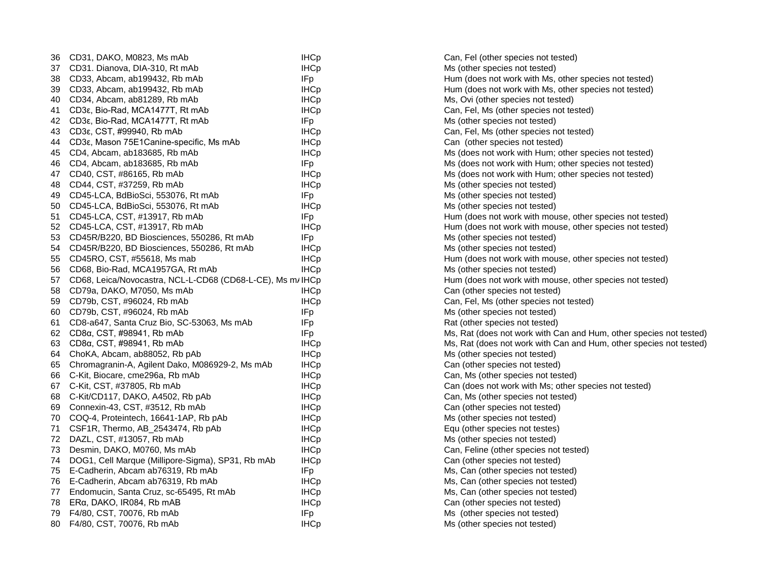| | | | |
|---|---|---|---|
| 36 | CD31, DAKO, M0823, Ms mAb | IHCp | Can, Fel (other species not tested) |
| 37 | CD31. Dianova, DIA-310, Rt mAb | IHCp | Ms (other species not tested) |
| 38 | CD33, Abcam, ab199432, Rb mAb | IFp | Hum (does not work with Ms, other species not tested) |
| 39 | CD33, Abcam, ab199432, Rb mAb | IHCp | Hum (does not work with Ms, other species not tested) |
| 40 | CD34, Abcam, ab81289, Rb mAb | IHCp | Ms, Ovi (other species not tested) |
| 41 | CD3ε, Bio-Rad, MCA1477T, Rt mAb | IHCp | Can, Fel, Ms (other species not tested) |
| 42 | CD3ε, Bio-Rad, MCA1477T, Rt mAb | IFp | Ms (other species not tested) |
| 43 | CD3ε, CST, #99940, Rb mAb | IHCp | Can, Fel, Ms (other species not tested) |
| 44 | CD3ε, Mason 75E1Canine-specific, Ms mAb | IHCp | Can (other species not tested) |
| 45 | CD4, Abcam, ab183685, Rb mAb | IHCp | Ms (does not work with Hum; other species not tested) |
| 46 | CD4, Abcam, ab183685, Rb mAb | IFp | Ms (does not work with Hum; other species not tested) |
| 47 | CD40, CST, #86165, Rb mAb | IHCp | Ms (does not work with Hum; other species not tested) |
| 48 | CD44, CST, #37259, Rb mAb | IHCp | Ms (other species not tested) |
| 49 | CD45-LCA, BdBioSci, 553076, Rt mAb | IFp | Ms (other species not tested) |
| 50 | CD45-LCA, BdBioSci, 553076, Rt mAb | IHCp | Ms (other species not tested) |
| 51 | CD45-LCA, CST, #13917, Rb mAb | IFp | Hum (does not work with mouse, other species not tested) |
| 52 | CD45-LCA, CST, #13917, Rb mAb | IHCp | Hum (does not work with mouse, other species not tested) |
| 53 | CD45R/B220, BD Biosciences, 550286, Rt mAb | IFp | Ms (other species not tested) |
| 54 | CD45R/B220, BD Biosciences, 550286, Rt mAb | IHCp | Ms (other species not tested) |
| 55 | CD45RO, CST, #55618, Ms mab | IHCp | Hum (does not work with mouse, other species not tested) |
| 56 | CD68, Bio-Rad, MCA1957GA, Rt mAb | IHCp | Ms (other species not tested) |
| 57 | CD68, Leica/Novocastra, NCL-L-CD68 (CD68-L-CE), Ms mA | IHCp | Hum (does not work with mouse, other species not tested) |
| 58 | CD79a, DAKO, M7050, Ms mAb | IHCp | Can (other species not tested) |
| 59 | CD79b, CST, #96024, Rb mAb | IHCp | Can, Fel, Ms (other species not tested) |
| 60 | CD79b, CST, #96024, Rb mAb | IFp | Ms (other species not tested) |
| 61 | CD8-a647, Santa Cruz Bio, SC-53063, Ms mAb | IFp | Rat (other species not tested) |
| 62 | CD8α, CST, #98941, Rb mAb | IFp | Ms, Rat (does not work with Can and Hum, other species not tested) |
| 63 | CD8α, CST, #98941, Rb mAb | IHCp | Ms, Rat (does not work with Can and Hum, other species not tested) |
| 64 | ChoKA, Abcam, ab88052, Rb pAb | IHCp | Ms (other species not tested) |
| 65 | Chromagranin-A, Agilent Dako, M086929-2, Ms mAb | IHCp | Can (other species not tested) |
| 66 | C-Kit, Biocare, cme296a, Rb mAb | IHCp | Can, Ms (other species not tested) |
| 67 | C-Kit, CST, #37805, Rb mAb | IHCp | Can (does not work with Ms; other species not tested) |
| 68 | C-Kit/CD117, DAKO, A4502, Rb pAb | IHCp | Can, Ms (other species not tested) |
| 69 | Connexin-43, CST, #3512, Rb mAb | IHCp | Can (other species not tested) |
| 70 | COQ-4, Proteintech, 16641-1AP, Rb pAb | IHCp | Ms (other species not tested) |
| 71 | CSF1R, Thermo, AB_2543474, Rb pAb | IHCp | Equ (other species not testes) |
| 72 | DAZL, CST, #13057, Rb mAb | IHCp | Ms (other species not tested) |
| 73 | Desmin, DAKO, M0760, Ms mAb | IHCp | Can, Feline (other species not tested) |
| 74 | DOG1, Cell Marque (Millipore-Sigma), SP31, Rb mAb | IHCp | Can (other species not tested) |
| 75 | E-Cadherin, Abcam ab76319, Rb mAb | IFp | Ms, Can (other species not tested) |
| 76 | E-Cadherin, Abcam ab76319, Rb mAb | IHCp | Ms, Can (other species not tested) |
| 77 | Endomucin, Santa Cruz, sc-65495, Rt mAb | IHCp | Ms, Can (other species not tested) |
| 78 | ERα, DAKO, IR084, Rb mAB | IHCp | Can (other species not tested) |
| 79 | F4/80, CST, 70076, Rb mAb | IFp | Ms (other species not tested) |
| 80 | F4/80, CST, 70076, Rb mAb | IHCp | Ms (other species not tested) |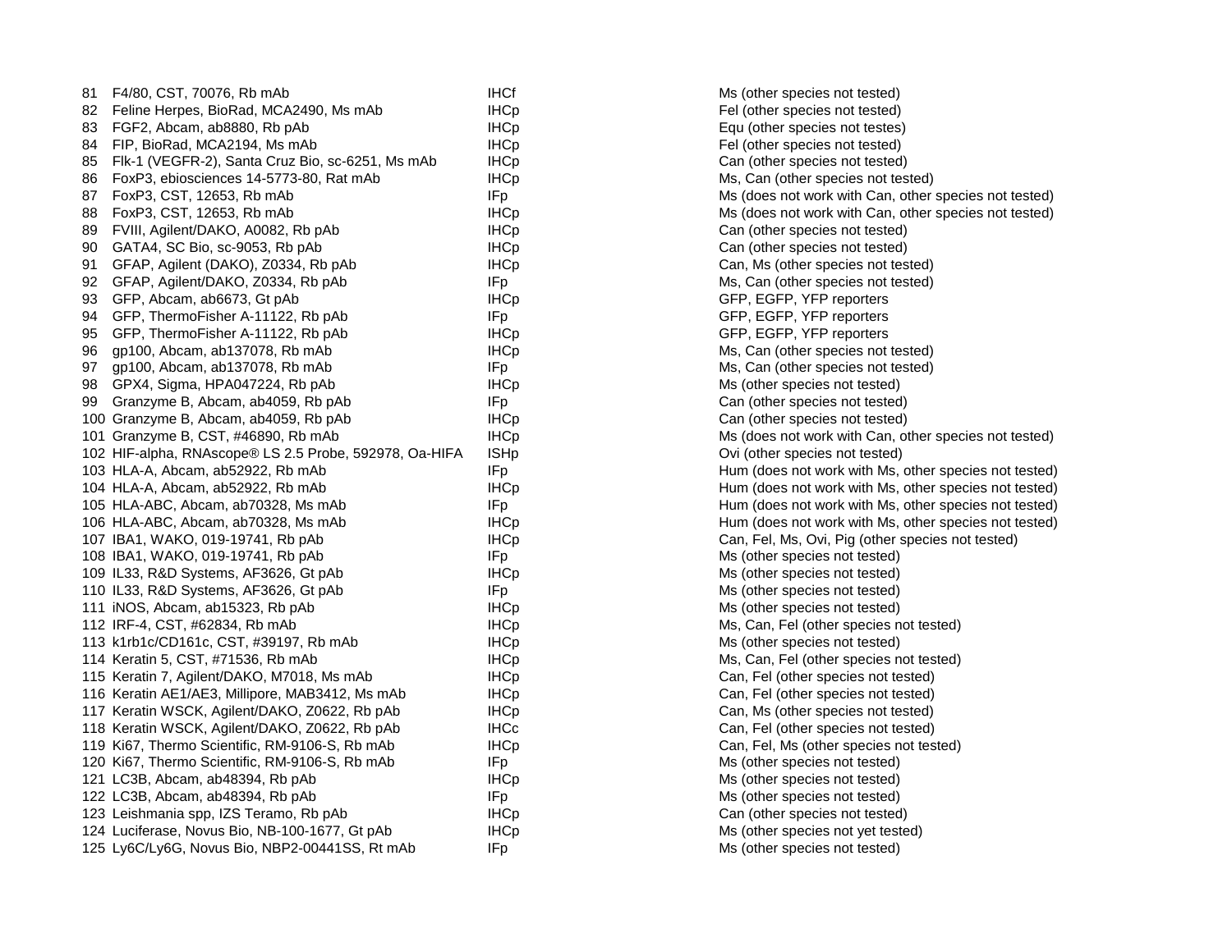| | | | |
|---|---|---|---|
| 81 | F4/80, CST, 70076, Rb mAb | IHCf | Ms (other species not tested) |
| 82 | Feline Herpes, BioRad, MCA2490, Ms mAb | IHCp | Fel (other species not tested) |
| 83 | FGF2, Abcam, ab8880, Rb pAb | IHCp | Equ (other species not testes) |
| 84 | FIP, BioRad, MCA2194, Ms mAb | IHCp | Fel (other species not tested) |
| 85 | Flk-1 (VEGFR-2), Santa Cruz Bio, sc-6251, Ms mAb | IHCp | Can (other species not tested) |
| 86 | FoxP3, ebiosciences 14-5773-80, Rat mAb | IHCp | Ms, Can (other species not tested) |
| 87 | FoxP3, CST, 12653, Rb mAb | IFp | Ms (does not work with Can, other species not tested) |
| 88 | FoxP3, CST, 12653, Rb mAb | IHCp | Ms (does not work with Can, other species not tested) |
| 89 | FVIII, Agilent/DAKO, A0082, Rb pAb | IHCp | Can (other species not tested) |
| 90 | GATA4, SC Bio, sc-9053, Rb pAb | IHCp | Can (other species not tested) |
| 91 | GFAP, Agilent (DAKO), Z0334, Rb pAb | IHCp | Can, Ms (other species not tested) |
| 92 | GFAP, Agilent/DAKO, Z0334, Rb pAb | IFp | Ms, Can (other species not tested) |
| 93 | GFP, Abcam, ab6673, Gt pAb | IHCp | GFP, EGFP, YFP reporters |
| 94 | GFP, ThermoFisher A-11122, Rb pAb | IFp | GFP, EGFP, YFP reporters |
| 95 | GFP, ThermoFisher A-11122, Rb pAb | IHCp | GFP, EGFP, YFP reporters |
| 96 | gp100, Abcam, ab137078, Rb mAb | IHCp | Ms, Can (other species not tested) |
| 97 | gp100, Abcam, ab137078, Rb mAb | IFp | Ms, Can (other species not tested) |
| 98 | GPX4, Sigma, HPA047224, Rb pAb | IHCp | Ms (other species not tested) |
| 99 | Granzyme B, Abcam, ab4059, Rb pAb | IFp | Can (other species not tested) |
| 100 | Granzyme B, Abcam, ab4059, Rb pAb | IHCp | Can (other species not tested) |
| 101 | Granzyme B, CST, #46890, Rb mAb | IHCp | Ms (does not work with Can, other species not tested) |
| 102 | HIF-alpha, RNAscope® LS 2.5 Probe, 592978, Oa-HIFA | ISHp | Ovi (other species not tested) |
| 103 | HLA-A, Abcam, ab52922, Rb mAb | IFp | Hum (does not work with Ms, other species not tested) |
| 104 | HLA-A, Abcam, ab52922, Rb mAb | IHCp | Hum (does not work with Ms, other species not tested) |
| 105 | HLA-ABC, Abcam, ab70328, Ms mAb | IFp | Hum (does not work with Ms, other species not tested) |
| 106 | HLA-ABC, Abcam, ab70328, Ms mAb | IHCp | Hum (does not work with Ms, other species not tested) |
| 107 | IBA1, WAKO, 019-19741, Rb pAb | IHCp | Can, Fel, Ms, Ovi, Pig (other species not tested) |
| 108 | IBA1, WAKO, 019-19741, Rb pAb | IFp | Ms (other species not tested) |
| 109 | IL33, R&D Systems, AF3626, Gt pAb | IHCp | Ms (other species not tested) |
| 110 | IL33, R&D Systems, AF3626, Gt pAb | IFp | Ms (other species not tested) |
| 111 | iNOS, Abcam, ab15323, Rb pAb | IHCp | Ms (other species not tested) |
| 112 | IRF-4, CST, #62834, Rb mAb | IHCp | Ms, Can, Fel (other species not tested) |
| 113 | k1rb1c/CD161c, CST, #39197, Rb mAb | IHCp | Ms (other species not tested) |
| 114 | Keratin 5, CST, #71536, Rb mAb | IHCp | Ms, Can, Fel (other species not tested) |
| 115 | Keratin 7, Agilent/DAKO, M7018, Ms mAb | IHCp | Can, Fel (other species not tested) |
| 116 | Keratin AE1/AE3, Millipore, MAB3412, Ms mAb | IHCp | Can, Fel (other species not tested) |
| 117 | Keratin WSCK, Agilent/DAKO, Z0622, Rb pAb | IHCp | Can, Ms (other species not tested) |
| 118 | Keratin WSCK, Agilent/DAKO, Z0622, Rb pAb | IHCc | Can, Fel (other species not tested) |
| 119 | Ki67, Thermo Scientific, RM-9106-S, Rb mAb | IHCp | Can, Fel, Ms (other species not tested) |
| 120 | Ki67, Thermo Scientific, RM-9106-S, Rb mAb | IFp | Ms (other species not tested) |
| 121 | LC3B, Abcam, ab48394, Rb pAb | IHCp | Ms (other species not tested) |
| 122 | LC3B, Abcam, ab48394, Rb pAb | IFp | Ms (other species not tested) |
| 123 | Leishmania spp, IZS Teramo, Rb pAb | IHCp | Can (other species not tested) |
| 124 | Luciferase, Novus Bio, NB-100-1677, Gt pAb | IHCp | Ms (other species not yet tested) |
| 125 | Ly6C/Ly6G, Novus Bio, NBP2-00441SS, Rt mAb | IFp | Ms (other species not tested) |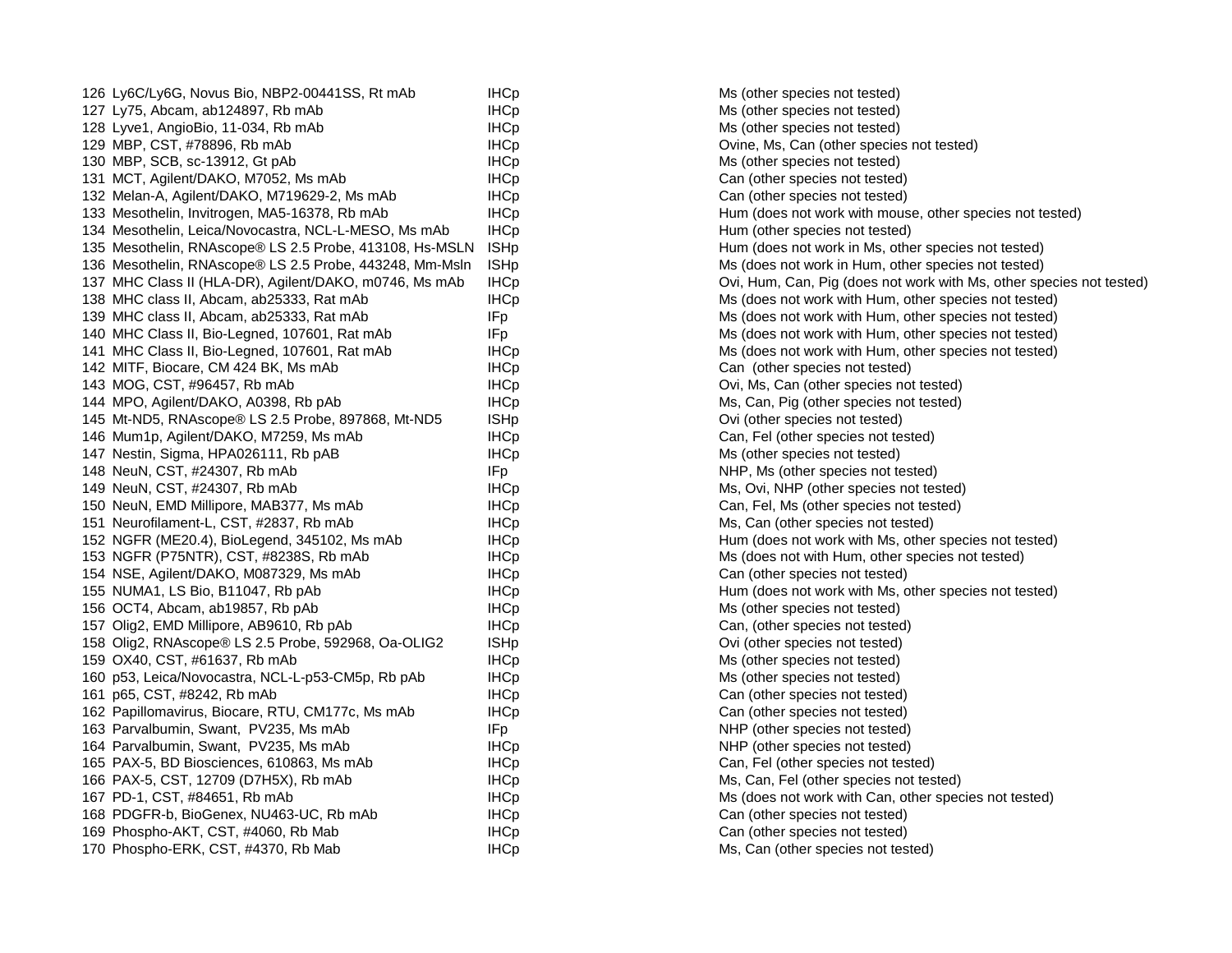| | | | |
|---|---|---|---|
| 126 | Ly6C/Ly6G, Novus Bio, NBP2-00441SS, Rt mAb | IHCp | Ms (other species not tested) |
| 127 | Ly75, Abcam, ab124897, Rb mAb | IHCp | Ms (other species not tested) |
| 128 | Lyve1, AngioBio, 11-034, Rb mAb | IHCp | Ms (other species not tested) |
| 129 | MBP, CST, #78896, Rb mAb | IHCp | Ovine, Ms, Can (other species not tested) |
| 130 | MBP, SCB, sc-13912, Gt pAb | IHCp | Ms (other species not tested) |
| 131 | MCT, Agilent/DAKO, M7052, Ms mAb | IHCp | Can (other species not tested) |
| 132 | Melan-A, Agilent/DAKO, M719629-2, Ms mAb | IHCp | Can (other species not tested) |
| 133 | Mesothelin, Invitrogen, MA5-16378, Rb mAb | IHCp | Hum (does not work with mouse, other species not tested) |
| 134 | Mesothelin, Leica/Novocastra, NCL-L-MESO, Ms mAb | IHCp | Hum (other species not tested) |
| 135 | Mesothelin, RNAscope® LS 2.5 Probe, 413108, Hs-MSLN | ISHp | Hum (does not work in Ms, other species not tested) |
| 136 | Mesothelin, RNAscope® LS 2.5 Probe, 443248, Mm-Msln | ISHp | Ms (does not work in Hum, other species not tested) |
| 137 | MHC Class II (HLA-DR), Agilent/DAKO, m0746, Ms mAb | IHCp | Ovi, Hum, Can, Pig (does not work with Ms, other species not tested) |
| 138 | MHC class II, Abcam, ab25333, Rat mAb | IHCp | Ms (does not work with Hum, other species not tested) |
| 139 | MHC class II, Abcam, ab25333, Rat mAb | IFp | Ms (does not work with Hum, other species not tested) |
| 140 | MHC Class II, Bio-Legned, 107601, Rat mAb | IFp | Ms (does not work with Hum, other species not tested) |
| 141 | MHC Class II, Bio-Legned, 107601, Rat mAb | IHCp | Ms (does not work with Hum, other species not tested) |
| 142 | MITF, Biocare, CM 424 BK, Ms mAb | IHCp | Can (other species not tested) |
| 143 | MOG, CST, #96457, Rb mAb | IHCp | Ovi, Ms, Can (other species not tested) |
| 144 | MPO, Agilent/DAKO, A0398, Rb pAb | IHCp | Ms, Can, Pig (other species not tested) |
| 145 | Mt-ND5, RNAscope® LS 2.5 Probe, 897868, Mt-ND5 | ISHp | Ovi (other species not tested) |
| 146 | Mum1p, Agilent/DAKO, M7259, Ms mAb | IHCp | Can, Fel (other species not tested) |
| 147 | Nestin, Sigma, HPA026111, Rb pAB | IHCp | Ms (other species not tested) |
| 148 | NeuN, CST, #24307, Rb mAb | IFp | NHP, Ms (other species not tested) |
| 149 | NeuN, CST, #24307, Rb mAb | IHCp | Ms, Ovi, NHP (other species not tested) |
| 150 | NeuN, EMD Millipore, MAB377, Ms mAb | IHCp | Can, Fel, Ms (other species not tested) |
| 151 | Neurofilament-L, CST, #2837, Rb mAb | IHCp | Ms, Can (other species not tested) |
| 152 | NGFR (ME20.4), BioLegend, 345102, Ms mAb | IHCp | Hum (does not work with Ms, other species not tested) |
| 153 | NGFR (P75NTR), CST, #8238S, Rb mAb | IHCp | Ms (does not with Hum, other species not tested) |
| 154 | NSE, Agilent/DAKO, M087329, Ms mAb | IHCp | Can (other species not tested) |
| 155 | NUMA1, LS Bio, B11047, Rb pAb | IHCp | Hum (does not work with Ms, other species not tested) |
| 156 | OCT4, Abcam, ab19857, Rb pAb | IHCp | Ms (other species not tested) |
| 157 | Olig2, EMD Millipore, AB9610, Rb pAb | IHCp | Can, (other species not tested) |
| 158 | Olig2, RNAscope® LS 2.5 Probe, 592968, Oa-OLIG2 | ISHp | Ovi (other species not tested) |
| 159 | OX40, CST, #61637, Rb mAb | IHCp | Ms (other species not tested) |
| 160 | p53, Leica/Novocastra, NCL-L-p53-CM5p, Rb pAb | IHCp | Ms (other species not tested) |
| 161 | p65, CST, #8242, Rb mAb | IHCp | Can (other species not tested) |
| 162 | Papillomavirus, Biocare, RTU, CM177c, Ms mAb | IHCp | Can (other species not tested) |
| 163 | Parvalbumin, Swant, PV235, Ms mAb | IFp | NHP (other species not tested) |
| 164 | Parvalbumin, Swant, PV235, Ms mAb | IHCp | NHP (other species not tested) |
| 165 | PAX-5, BD Biosciences, 610863, Ms mAb | IHCp | Can, Fel (other species not tested) |
| 166 | PAX-5, CST, 12709 (D7H5X), Rb mAb | IHCp | Ms, Can, Fel (other species not tested) |
| 167 | PD-1, CST, #84651, Rb mAb | IHCp | Ms (does not work with Can, other species not tested) |
| 168 | PDGFR-b, BioGenex, NU463-UC, Rb mAb | IHCp | Can (other species not tested) |
| 169 | Phospho-AKT, CST, #4060, Rb Mab | IHCp | Can (other species not tested) |
| 170 | Phospho-ERK, CST, #4370, Rb Mab | IHCp | Ms, Can (other species not tested) |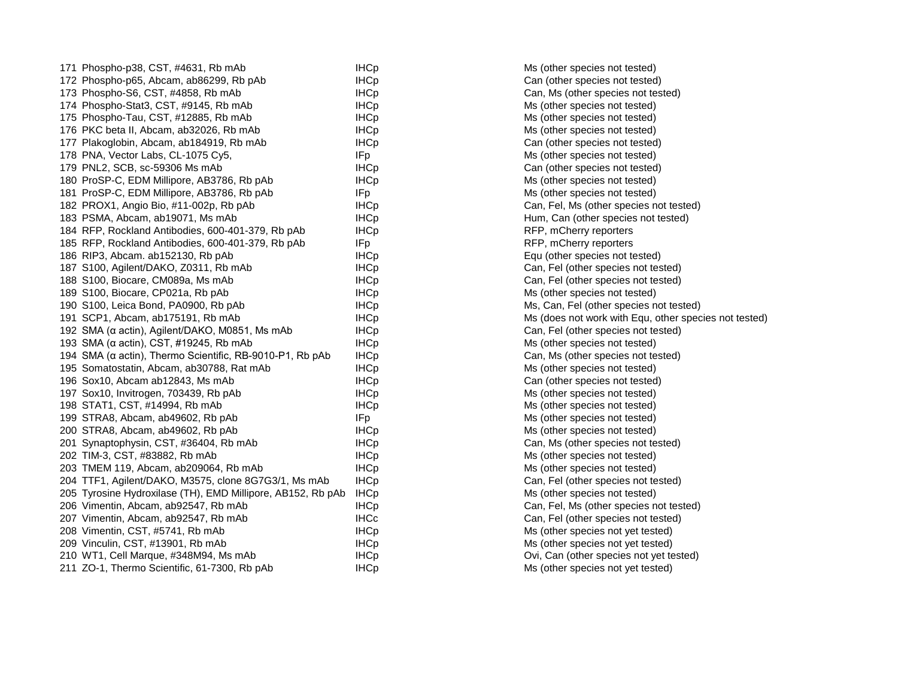| | | | |
|---|---|---|---|
| 171 | Phospho-p38, CST, #4631, Rb mAb | IHCp | Ms (other species not tested) |
| 172 | Phospho-p65, Abcam, ab86299, Rb pAb | IHCp | Can (other species not tested) |
| 173 | Phospho-S6, CST, #4858, Rb mAb | IHCp | Can, Ms (other species not tested) |
| 174 | Phospho-Stat3, CST, #9145, Rb mAb | IHCp | Ms (other species not tested) |
| 175 | Phospho-Tau, CST, #12885, Rb mAb | IHCp | Ms (other species not tested) |
| 176 | PKC beta II, Abcam, ab32026, Rb mAb | IHCp | Ms (other species not tested) |
| 177 | Plakoglobin, Abcam, ab184919, Rb mAb | IHCp | Can (other species not tested) |
| 178 | PNA, Vector Labs, CL-1075 Cy5, | IFp | Ms (other species not tested) |
| 179 | PNL2, SCB, sc-59306 Ms mAb | IHCp | Can (other species not tested) |
| 180 | ProSP-C, EDM Millipore, AB3786, Rb pAb | IHCp | Ms (other species not tested) |
| 181 | ProSP-C, EDM Millipore, AB3786, Rb pAb | IFp | Ms (other species not tested) |
| 182 | PROX1, Angio Bio, #11-002p, Rb pAb | IHCp | Can, Fel, Ms (other species not tested) |
| 183 | PSMA, Abcam, ab19071, Ms mAb | IHCp | Hum, Can (other species not tested) |
| 184 | RFP, Rockland Antibodies, 600-401-379, Rb pAb | IHCp | RFP, mCherry reporters |
| 185 | RFP, Rockland Antibodies, 600-401-379, Rb pAb | IFp | RFP, mCherry reporters |
| 186 | RIP3, Abcam. ab152130, Rb pAb | IHCp | Equ (other species not tested) |
| 187 | S100, Agilent/DAKO, Z0311, Rb mAb | IHCp | Can, Fel (other species not tested) |
| 188 | S100, Biocare, CM089a, Ms mAb | IHCp | Can, Fel (other species not tested) |
| 189 | S100, Biocare, CP021a, Rb pAb | IHCp | Ms (other species not tested) |
| 190 | S100, Leica Bond, PA0900, Rb pAb | IHCp | Ms, Can, Fel (other species not tested) |
| 191 | SCP1, Abcam, ab175191, Rb mAb | IHCp | Ms (does not work with Equ, other species not tested) |
| 192 | SMA (α actin), Agilent/DAKO, M0851, Ms mAb | IHCp | Can, Fel (other species not tested) |
| 193 | SMA (α actin), CST, #19245, Rb mAb | IHCp | Ms (other species not tested) |
| 194 | SMA (α actin), Thermo Scientific, RB-9010-P1, Rb pAb | IHCp | Can, Ms (other species not tested) |
| 195 | Somatostatin, Abcam, ab30788, Rat mAb | IHCp | Ms (other species not tested) |
| 196 | Sox10, Abcam ab12843, Ms mAb | IHCp | Can (other species not tested) |
| 197 | Sox10, Invitrogen, 703439, Rb pAb | IHCp | Ms (other species not tested) |
| 198 | STAT1, CST, #14994, Rb mAb | IHCp | Ms (other species not tested) |
| 199 | STRA8, Abcam, ab49602, Rb pAb | IFp | Ms (other species not tested) |
| 200 | STRA8, Abcam, ab49602, Rb pAb | IHCp | Ms (other species not tested) |
| 201 | Synaptophysin, CST, #36404, Rb mAb | IHCp | Can, Ms (other species not tested) |
| 202 | TIM-3, CST, #83882, Rb mAb | IHCp | Ms (other species not tested) |
| 203 | TMEM 119, Abcam, ab209064, Rb mAb | IHCp | Ms (other species not tested) |
| 204 | TTF1, Agilent/DAKO, M3575, clone 8G7G3/1, Ms mAb | IHCp | Can, Fel (other species not tested) |
| 205 | Tyrosine Hydroxilase (TH), EMD Millipore, AB152, Rb pAb | IHCp | Ms (other species not tested) |
| 206 | Vimentin, Abcam, ab92547, Rb mAb | IHCp | Can, Fel, Ms (other species not tested) |
| 207 | Vimentin, Abcam, ab92547, Rb mAb | IHCc | Can, Fel (other species not tested) |
| 208 | Vimentin, CST, #5741, Rb mAb | IHCp | Ms (other species not yet tested) |
| 209 | Vinculin, CST, #13901, Rb mAb | IHCp | Ms (other species not yet tested) |
| 210 | WT1, Cell Marque, #348M94, Ms mAb | IHCp | Ovi, Can (other species not yet tested) |
| 211 | ZO-1, Thermo Scientific, 61-7300, Rb pAb | IHCp | Ms (other species not yet tested) |